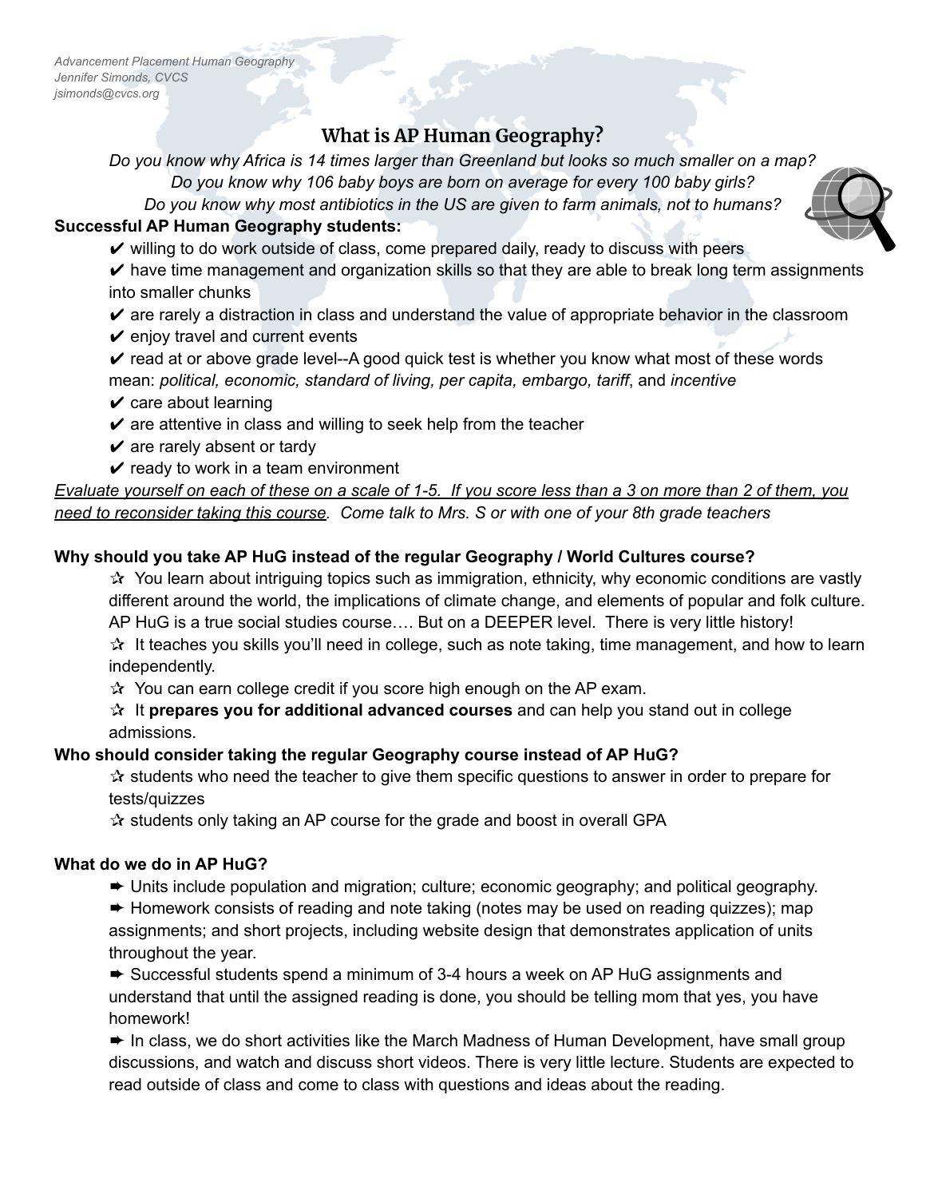*Advancement Placement Human Geography*
*Jennifer Simonds, CVCS*
*jsimonds@cvcs.org*

# What is AP Human Geography?

*Do you know why Africa is 14 times larger than Greenland but looks so much smaller on a map?*
*Do you know why 106 baby boys are born on average for every 100 baby girls?*
*Do you know why most antibiotics in the US are given to farm animals, not to humans?*

**Successful AP Human Geography students:**

- ✔ willing to do work outside of class, come prepared daily, ready to discuss with peers
- ✔ have time management and organization skills so that they are able to break long term assignments into smaller chunks
- ✔ are rarely a distraction in class and understand the value of appropriate behavior in the classroom
- ✔ enjoy travel and current events
- ✔ read at or above grade level--A good quick test is whether you know what most of these words mean: *political, economic, standard of living, per capita, embargo, tariff*, and *incentive*
- ✔ care about learning
- ✔ are attentive in class and willing to seek help from the teacher
- ✔ are rarely absent or tardy
- ✔ ready to work in a team environment

*<u>Evaluate yourself on each of these on a scale of 1-5. If you score less than a 3 on more than 2 of them, you need to reconsider taking this course</u>. Come talk to Mrs. S or with one of your 8th grade teachers*

**Why should you take AP HuG instead of the regular Geography / World Cultures course?**

- ☆ You learn about intriguing topics such as immigration, ethnicity, why economic conditions are vastly different around the world, the implications of climate change, and elements of popular and folk culture. AP HuG is a true social studies course…. But on a DEEPER level. There is very little history!
- ☆ It teaches you skills you'll need in college, such as note taking, time management, and how to learn independently.
- ☆ You can earn college credit if you score high enough on the AP exam.
- ☆ It **prepares you for additional advanced courses** and can help you stand out in college admissions.

**Who should consider taking the regular Geography course instead of AP HuG?**

- ☆ students who need the teacher to give them specific questions to answer in order to prepare for tests/quizzes
- ☆ students only taking an AP course for the grade and boost in overall GPA

**What do we do in AP HuG?**

- ➡ Units include population and migration; culture; economic geography; and political geography.
- ➡ Homework consists of reading and note taking (notes may be used on reading quizzes); map assignments; and short projects, including website design that demonstrates application of units throughout the year.
- ➡ Successful students spend a minimum of 3-4 hours a week on AP HuG assignments and understand that until the assigned reading is done, you should be telling mom that yes, you have homework!
- ➡ In class, we do short activities like the March Madness of Human Development, have small group discussions, and watch and discuss short videos. There is very little lecture. Students are expected to read outside of class and come to class with questions and ideas about the reading.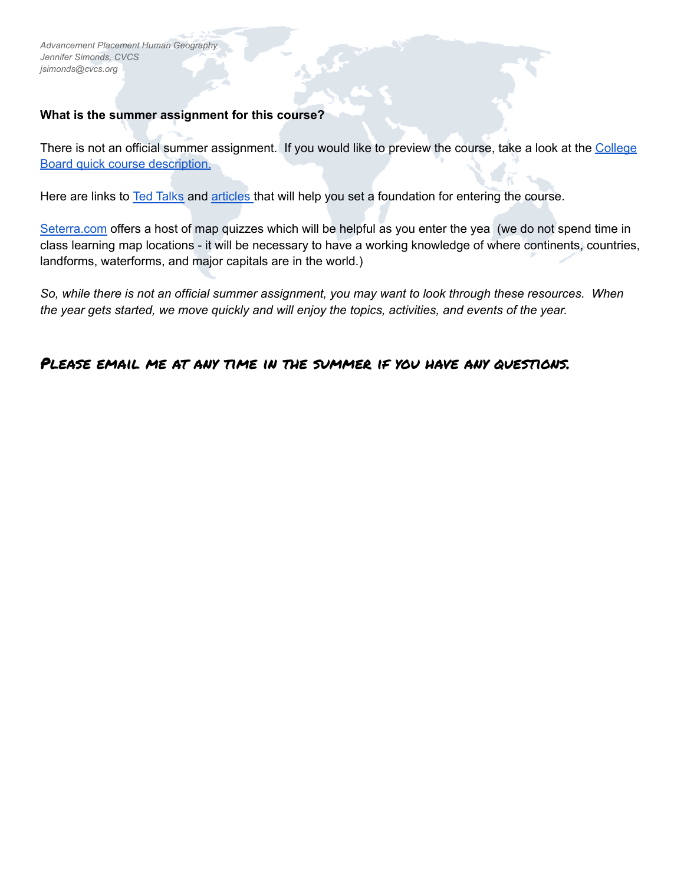*Advancement Placement Human Geography*
*Jennifer Simonds, CVCS*
*jsimonds@cvcs.org*

**What is the summer assignment for this course?**

There is not an official summer assignment. If you would like to preview the course, take a look at the College Board quick course description.

Here are links to Ted Talks and articles that will help you set a foundation for entering the course.

Seterra.com offers a host of map quizzes which will be helpful as you enter the yea (we do not spend time in class learning map locations - it will be necessary to have a working knowledge of where continents, countries, landforms, waterforms, and major capitals are in the world.)

*So, while there is not an official summer assignment, you may want to look through these resources. When the year gets started, we move quickly and will enjoy the topics, activities, and events of the year.*

**Please email me at any time in the summer if you have any questions.**